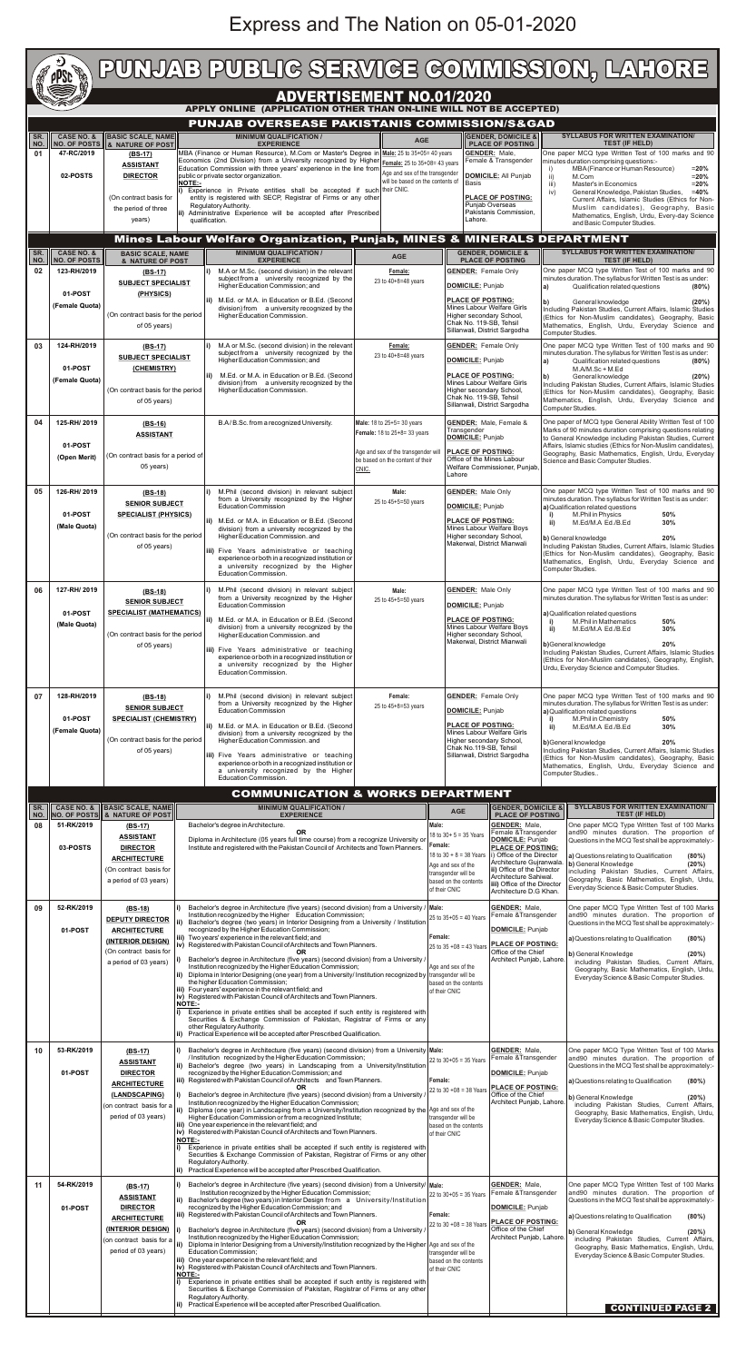Express and The Nation on 05-01-2020

# PUNJAB PUBLIC SERVICE COMMISSION, LAHORE

## ADVERTISEMENT NO.01/2020

**APPLY ONLINE (APPLICATION OTHER THAN ON-LINE WILL NOT BE ACCEPTED)**

### PUNJAB OVERSEASE PAKISTANIS COMMISSION/S&GAD

| SR. NO. | CASE NO. & NO. OF POSTS | BASIC SCALE, NAME & NATURE OF POST | MINIMUM QUALIFICATION / EXPERIENCE | AGE | GENDER, DOMICILE & PLACE OF POSTING | SYLLABUS FOR WRITTEN EXAMINATION/ TEST (IF HELD) |
|---|---|---|---|---|---|---|
| 01 | 47-RC/2019<br><br>02-POSTS | (BS-17)<br>ASSISTANT DIRECTOR<br><br>(On contract basis for the period of three years) | MBA (Finance or Human Resource), M.Com or Master's Degree in Economics (2nd Division) from a University recognized by Higher Education Commission with three years' experience in the line from public or private sector organization.<br>NOTE:-<br>i) Experience in Private entities shall be accepted if such entity is registered with SECP, Registrar of Firms or any other Regulatory Authority.<br>ii) Administrative Experience will be accepted after Prescribed qualification. | Male: 25 to 35+05= 40 years<br>Female: 25 to 35+08= 43 years<br>Age and sex of the transgender will be based on the contents of their CNIC. | GENDER: Male, Female & Transgender<br><br>DOMICILE: All Punjab Basis<br><br>PLACE OF POSTING: Punjab Overseas Pakistanis Commission, Lahore. | One paper MCQ type Written Test of 100 marks and 90 minutes duration comprising questions:-<br>i) MBA(Finance or Human Resource) =20%<br>ii) M.Com =20%<br>iii) Master's in Economics =20%<br>iv) General Knowledge, Pakistan Studies, Current Affairs, Islamic Studies (Ethics for Non-Muslim candidates), Geography, Basic Mathematics, English, Urdu, Every-day Science and Basic Computer Studies. =40% |

### Mines Labour Welfare Organization, Punjab, MINES & MINERALS DEPARTMENT

| SR. NO. | CASE NO. & NO. OF POST | BASIC SCALE, NAME & NATURE OF POST | MINIMUM QUALIFICATION / EXPERIENCE | AGE | GENDER, DOMICILE & PLACE OF POSTING | SYLLABUS FOR WRITTEN EXAMINATION/ TEST (IF HELD) |
|---|---|---|---|---|---|---|
| 02 | 123-RH/2019<br><br>01-POST<br>(Female Quota) | (BS-17)<br>SUBJECT SPECIALIST (PHYSICS)<br><br>(On contract basis for the period of 05 years) | i) M.A or M.Sc. (second division) in the relevant subject from a university recognized by the Higher Education Commission; and<br>ii) M.Ed. or M.A. in Education or B.Ed. (Second division) from a university recognized by the Higher Education Commission. | Female:<br>23 to 40+8=48 years | GENDER: Female Only<br><br>DOMICILE: Punjab<br><br>PLACE OF POSTING: Mines Labour Welfare Girls Higher secondary School, Chak No. 119-SB, Tehsil Sillanwali, District Sargodha | One paper MCQ Type Written Test of 100 marks and 90 minutes duration. The syllabus for Written Test is as under:<br>a) Qualification related questions (80%)<br>b) General knowledge (20%)<br>Including Pakistan Studies, Current Affairs, Islamic Studies (Ethics for Non-Muslim candidates), Geography, Basic Mathematics, English, Urdu, Everyday Science and Computer Studies. |
| 03 | 124-RH/2019<br><br>01-POST<br>(Female Quota) | (BS-17)<br>SUBJECT SPECIALIST (CHEMISTRY)<br><br>(On contract basis for the period of 05 years) | i) M.A or M.Sc. (second division) in the relevant subject from a university recognized by the Higher Education Commission; and<br>ii) M.Ed. or M.A. in Education or B.Ed. (Second division) from a university recognized by the Higher Education Commission. | Female:<br>23 to 40+8=48 years | GENDER: Female Only<br><br>DOMICILE: Punjab<br><br>PLACE OF POSTING: Mines Labour Welfare Girls Higher secondary School, Chak No. 119-SB, Tehsil Sillanwali, District Sargodha | One paper MCQ Type Written Test of 100 marks and 90 minutes duration. The syllabus for Written Test is as under:<br>a) Qualification related questions (80%)<br>M.A/M.Sc + M.Ed<br>b) General knowledge (20%)<br>Including Pakistan Studies, Current Affairs, Islamic Studies (Ethics for Non-Muslim candidates), Geography, Basic Mathematics, English, Urdu, Everyday Science and Computer Studies. |
| 04 | 125-RH/ 2019<br><br>01-POST<br>(Open Merit) | (BS-16)<br>ASSISTANT<br><br>(On contract basis for a period of 05 years) | B.A/ B.Sc. from a recognized University. | Male: 18 to 25+5= 30 years<br>Female: 18 to 25+8= 33 years<br><br>Age and sex of the transgender will be based on the content of their CNIC. | GENDER: Male, Female & Transgender<br>DOMICILE: Punjab<br><br>PLACE OF POSTING: Office of the Mines Labour Welfare Commissioner, Punjab, Lahore | One paper of MCQ type General Ability Written Test of 100 Marks of 90 minutes duration comprising questions relating to General Knowledge including Pakistan Studies, Current Affairs, Islamic studies (Ethics for Non-Muslim candidates), Geography, Basic Mathematics, English, Urdu, Everyday Science and Basic Computer Studies. |
| 05 | 126-RH/ 2019<br><br>01-POST<br>(Male Quota) | (BS-18)<br>SENIOR SUBJECT SPECIALIST (PHYSICS)<br><br>(On contract basis for the period of 05 years) | i) M.Phil (second division) in relevant subject from a University recognized by the Higher Education Commission<br>ii) M.Ed. or M.A. in Education or B.Ed. (Second division) from a university recognized by the Higher Education Commission. and<br>iii) Five Years administrative or teaching experience or both in a recognized institution or a university recognized by the Higher Education Commission. | Male:<br>25 to 45+5=50 years | GENDER: Male Only<br><br>DOMICILE: Punjab<br><br>PLACE OF POSTING: Mines Labour Welfare Boys Higher secondary School, Makerwal, District Mianwali | One paper MCQ Type Written Test of 100 marks and 90 minutes duration. The syllabus for Written Test is as under:<br>a) Qualification related questions<br>i) M.Phil in Physics 50%<br>ii) M.Ed/M.A Ed./B.Ed 30%<br>b) General knowledge 20%<br>Including Pakistan Studies, Current Affairs, Islamic Studies (Ethics for Non-Muslim candidates), Geography, Basic Mathematics, English, Urdu, Everyday Science and Computer Studies. |
| 06 | 127-RH/ 2019<br><br>01-POST<br>(Male Quota) | (BS-18)<br>SENIOR SUBJECT SPECIALIST (MATHEMATICS)<br><br>(On contract basis for the period of 05 years) | i) M.Phil (second division) in relevant subject from a University recognized by the Higher Education Commission<br>ii) M.Ed. or M.A. in Education or B.Ed. (Second division) from a university recognized by the Higher Education Commission. and<br>iii) Five Years administrative or teaching experience or both in a recognized institution or a university recognized by the Higher Education Commission. | Male:<br>25 to 45+5=50 years | GENDER: Male Only<br><br>DOMICILE: Punjab<br><br>PLACE OF POSTING: Mines Labour Welfare Boys Higher secondary School, Makerwal, District Mianwali | One paper MCQ Type Written Test of 100 marks and 90 minutes duration. The syllabus for Written Test is as under:<br>a) Qualification related questions<br>i) M.Phil in Mathematics 50%<br>ii) M.Ed/M.A Ed./B.Ed 30%<br>b) General knowledge 20%<br>Including Pakistan Studies, Current Affairs, Islamic Studies (Ethics for Non-Muslim candidates), Geography, English, Urdu, Everyday Science and Computer Studies. |
| 07 | 128-RH/2019<br><br>01-POST<br>(Female Quota) | (BS-18)<br>SENIOR SUBJECT SPECIALIST (CHEMISTRY)<br><br>(On contract basis for the period of 05 years) | i) M.Phil (second division) in relevant subject from a University recognized by the Higher Education Commission<br>ii) M.Ed. or M.A. in Education or B.Ed. (Second division) from a university recognized by the Higher Education Commission. and<br>iii) Five Years administrative or teaching experience or both in a recognized institution or a university recognized by the Higher Education Commission. | Female:<br>25 to 45+8=53 years | GENDER: Female Only<br><br>DOMICILE: Punjab<br><br>PLACE OF POSTING: Mines Labour Welfare Girls Higher secondary School, Chak No.119-SB, Tehsil Sillanwali, District Sargodha | One paper MCQ Type Written Test of 100 marks and 90 minutes duration. The syllabus for Written Test is as under:<br>a) Qualification related questions<br>i) M.Phil in Chemistry 50%<br>ii) M.Ed/M.A Ed./B.Ed 30%<br>b) General knowledge 20%<br>Including Pakistan Studies, Current Affairs, Islamic Studies (Ethics for Non-Muslim candidates), Geography, Basic Mathematics, English, Urdu, Everyday Science and Computer Studies. |

### COMMUNICATION & WORKS DEPARTMENT

| SR. NO. | CASE NO. & NO. OF POSTS | BASIC SCALE, NAME & NATURE OF POST | MINIMUM QUALIFICATION / EXPERIENCE | AGE | GENDER, DOMICILE & PLACE OF POSTING | SYLLABUS FOR WRITTEN EXAMINATION/ TEST (IF HELD) |
|---|---|---|---|---|---|---|
| 08 | 51-RK/2019<br><br>03-POSTS | (BS-17)<br>ASSISTANT DIRECTOR ARCHITECTURE<br>(On contract basis for a period of 03 years) | Bachelor's degree in Architecture.<br>OR<br>Diploma in Architecture (05 years full time course) from a recognize University or Institute and registered with the Pakistan Council of Architects and Town Planners. | Male:<br>18 to 30 + 5 = 35 Years<br>Female:<br>18 to 30 + 8 = 38 Years<br>Age and sex of the transgender will be based on the contents of their CNIC | GENDER: Male, Female &Transgender<br>DOMICILE: Punjab<br>PLACE OF POSTING:<br>i) Office of the Director Architecture Gujranwala.<br>ii) Office of the Director Architecture Sahiwal.<br>iii) Office of the Director Architecture D.G Khan. | One paper MCQ Type Written Test of 100 Marks and90 minutes duration. The proportion of Questions in the MCQ Test shall be approximately:-<br>a) Questions relating to Qualification (80%)<br>b) General Knowledge (20%)<br>including Pakistan Studies, Current Affairs, Geography, Basic Mathematics, English, Urdu, Everyday Science & Basic Computer Studies. |
| 09 | 52-RK/2019<br><br>01-POST | (BS-18)<br>DEPUTY DIRECTOR ARCHITECTURE (INTERIOR DESIGN)<br>(On contract basis for a period of 03 years) | i) Bachelor's degree in Architecture (five years) (second division) from a University / Institution recognized by the Higher Education Commission;<br>ii) Bachelor's degree (two years) in Interior Designing from a University / Institution recognized by the Higher Education Commission;<br>iii) Two years' experience in the relevant field; and<br>iv) Registered with Pakistan Council of Architects and Town Planners.<br>OR<br>i) Bachelor's degree in Architecture (five years) (second division) from a University / Institution recognized by the Higher Education Commission;<br>ii) Diploma in Interior Designing (one year) from a University/ Institution recognized by the higher Education Commission;<br>iii) Four years' experience in the relevant field; and<br>iv) Registered with Pakistan Council of Architects and Town Planners.<br>NOTE:-<br>i) Experience in private entities shall be accepted if such entity is registered with Securities & Exchange Commission of Pakistan, Registrar of Firms or any other Regulatory Authority.<br>ii) Practical Experience will be accepted after Prescribed Qualification. | Male:<br>25 to 35+05 = 40 Years<br><br>Female:<br>25 to 35 +08 = 43 Years<br><br>Age and sex of the transgender will be based on the contents of their CNIC | GENDER: Male, Female &Transgender<br><br>DOMICILE: Punjab<br><br>PLACE OF POSTING: Office of the Chief Architect Punjab, Lahore. | One paper MCQ Type Written Test of 100 Marks and90 minutes duration. The proportion of Questions in the MCQ Test shall be approximately:-<br>a) Questions relating to Qualification (80%)<br>b) General Knowledge (20%)<br>including Pakistan Studies, Current Affairs, Geography, Basic Mathematics, English, Urdu, Everyday Science & Basic Computer Studies. |
| 10 | 53-RK/2019<br><br>01-POST | (BS-17)<br>ASSISTANT DIRECTOR ARCHITECTURE (LANDSCAPING)<br>(on contract basis for a period of 03 years) | i) Bachelor's degree in Architecture (five years) (second division) from a University / Institution recognized by the Higher Education Commission;<br>ii) Bachelor's degree (two years) in Landscaping from a University/Institution recognized by the Higher Education Commission; and<br>iii) Registered with Pakistan Council of Architects and Town Planners.<br>OR<br>i) Bachelor's degree in Architecture (five years) (second division) from a University / Institution recognized by the Higher Education Commission;<br>ii) Diploma (one year) in Landscaping from a University/Institution recognized by the Higher Education Commission or from a recognized Institute;<br>iii) One year experience in the relevant field; and<br>iv) Registered with Pakistan Council of Architects and Town Planners.<br>NOTE:-<br>i) Experience in private entities shall be accepted if such entity is registered with Securities & Exchange Commission of Pakistan, Registrar of Firms or any other Regulatory Authority.<br>ii) Practical Experience will be accepted after Prescribed Qualification. | Male:<br>22 to 30+05 = 35 Years<br><br>Female:<br>22 to 30 +08 = 38 Years<br><br>Age and sex of the transgender will be based on the contents of their CNIC | GENDER: Male, Female &Transgender<br><br>DOMICILE: Punjab<br><br>PLACE OF POSTING: Office of the Chief Architect Punjab, Lahore. | One paper MCQ Type Written Test of 100 Marks and90 minutes duration. The proportion of Questions in the MCQ Test shall be approximately:-<br>a) Questions relating to Qualification (80%)<br>b) General Knowledge (20%)<br>including Pakistan Studies, Current Affairs, Geography, Basic Mathematics, English, Urdu, Everyday Science & Basic Computer Studies. |
| 11 | 54-RK/2019<br><br>01-POST | (BS-17)<br>ASSISTANT DIRECTOR ARCHITECTURE (INTERIOR DESIGN)<br>(on contract basis for a period of 03 years) | i) Bachelor's degree in Architecture (five years) (second division) from a University/ Institution recognized by the Higher Education Commission;<br>ii) Bachelor's degree (two years) in Interior Design from a University/Institution recognized by the Higher Education Commission; and<br>iii) Registered with Pakistan Council of Architects and Town Planners.<br>OR<br>i) Bachelor's degree in Architecture (five years) (second division) from a University / Institution recognized by the Higher Education Commission;<br>ii) Diploma in Interior Designing from a University/Institution recognized by the Higher Education Commission;<br>iii) One year experience in the relevant field; and<br>iv) Registered with Pakistan Council of Architects and Town Planners.<br>NOTE:-<br>i) Experience in private entities shall be accepted if such entity is registered with Securities & Exchange Commission of Pakistan, Registrar of Firms or any other Regulatory Authority.<br>ii) Practical Experience will be accepted after Prescribed Qualification. | Male:<br>22 to 30+05 = 35 Years<br><br>Female:<br>22 to 30 +08 = 38 Years<br><br>Age and sex of the transgender will be based on the contents of their CNIC | GENDER: Male, Female &Transgender<br><br>DOMICILE: Punjab<br><br>PLACE OF POSTING: Office of the Chief Architect Punjab, Lahore. | One paper MCQ Type Written Test of 100 Marks and90 minutes duration. The proportion of Questions in the MCQ Test shall be approximately:-<br>a) Questions relating to Qualification (80%)<br>b) General Knowledge (20%)<br>including Pakistan Studies, Current Affairs, Geography, Basic Mathematics, English, Urdu, Everyday Science & Basic Computer Studies. |

**CONTINUED PAGE 2**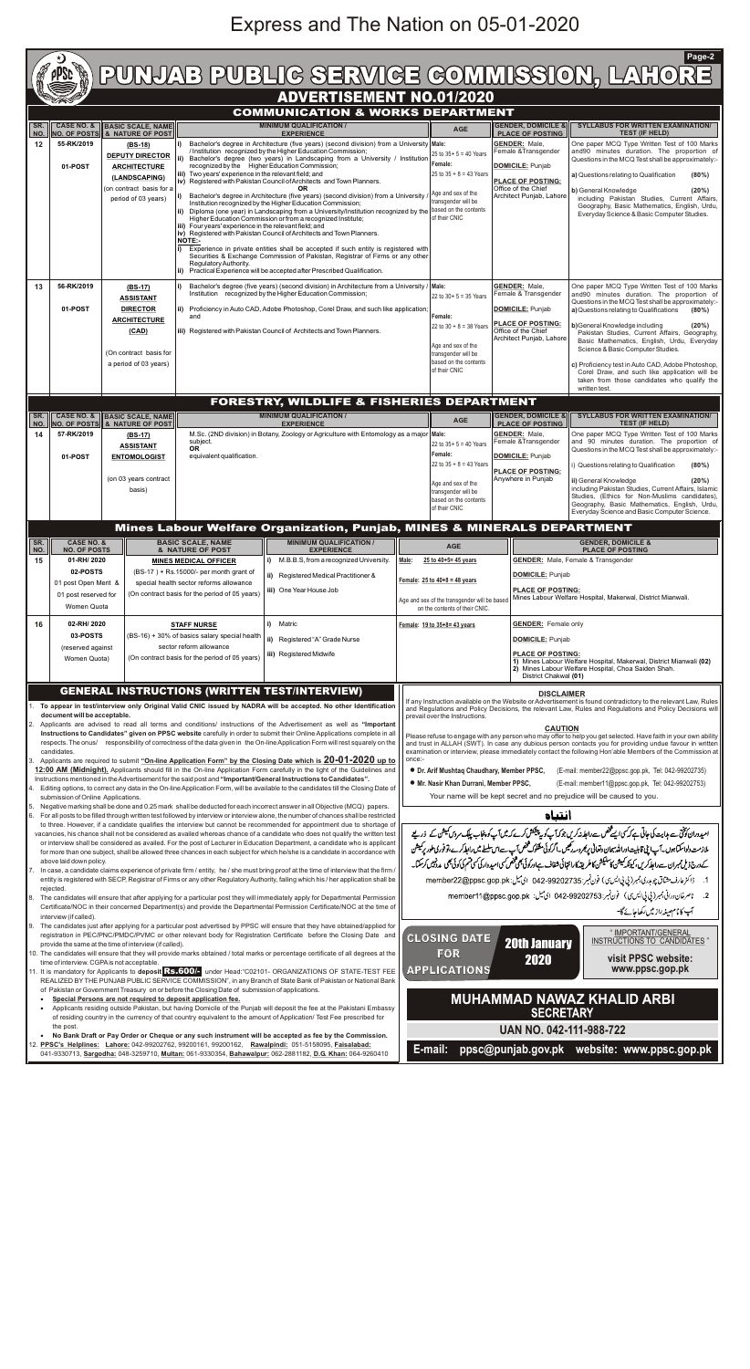Express and The Nation on 05-01-2020

# PUNJAB PUBLIC SERVICE COMMISSION, LAHORE

## ADVERTISEMENT NO.01/2020

### COMMUNICATION & WORKS DEPARTMENT

| SR. NO. | CASE NO. & NO. OF POSTS | BASIC SCALE, NAME & NATURE OF POST | MINIMUM QUALIFICATION / EXPERIENCE | AGE | GENDER, DOMICILE & PLACE OF POSTING | SYLLABUS FOR WRITTEN EXAMINATION/ TEST (IF HELD) |
|---|---|---|---|---|---|---|
| 12 | 55-RK/2019<br><br>01-POST | (BS-18)<br>DEPUTY DIRECTOR ARCHITECTURE (LANDSCAPING)<br>(on contract basis for a period of 03 years) | i) Bachelor's degree in Architecture (five years) (second division) from a University / Institution recognized by the Higher Education Commission;<br>ii) Bachelor's degree (two years) in Landscaping from a University / Institution recognized by the Higher Education Commission;<br>iii) Two years' experience in the relevant field; and<br>iv) Registered with Pakistan Council of Architects and Town Planners.<br>OR<br>i) Bachelor's degree in Architecture (five years) (second division) from a University / Institution recognized by the Higher Education Commission;<br>ii) Diploma (one year) in Landscaping from a University/Institution recognized by the Higher Education Commission or from a recognized Institute;<br>iii) Four years' experience in the relevant field; and<br>iv) Registered with Pakistan Council of Architects and Town Planners.<br>NOTE:-<br>i) Experience in private entities shall be accepted if such entity is registered with Securities & Exchange Commission of Pakistan, Registrar of Firms or any other Regulatory Authority.<br>ii) Practical Experience will be accepted after Prescribed Qualification. | Male:<br>25 to 35+5 = 40 Years<br>Female:<br>25 to 35 + 8 = 43 Years<br><br>Age and sex of the transgender will be based on the contents of their CNIC | GENDER: Male, Female &Transgender<br><br>DOMICILE: Punjab<br><br>PLACE OF POSTING:<br>Office of the Chief Architect Punjab, Lahore | One paper MCQ Type Written Test of 100 Marks and90 minutes duration. The proportion of Questions in the MCQ Test shall be approximately:-<br>a) Questions relating to Qualification (80%)<br>b) General Knowledge (20%) including Pakistan Studies, Current Affairs, Geography, Basic Mathematics, English, Urdu, Everyday Science & Basic Computer Studies. |
| 13 | 56-RK/2019<br><br>01-POST | (BS-17)<br>ASSISTANT DIRECTOR ARCHITECTURE (CAD)<br><br>(On contract basis for a period of 03 years) | i) Bachelor's degree (five years) (second division) in Architecture from a University / Institution recognized by the Higher Education Commission;<br>ii) Proficiency in Auto CAD, Adobe Photoshop, Corel Draw, and such like application; and<br>iii) Registered with Pakistan Council of Architects and Town Planners. | Male:<br>22 to 30+ 5 = 35 Years<br><br>Female:<br>22 to 30 + 8 = 38 Years<br><br>Age and sex of the transgender will be based on the contents of their CNIC | GENDER: Male, Female & Transgender<br><br>DOMICILE: Punjab<br><br>PLACE OF POSTING:<br>Office of the Chief Architect Punjab, Lahore | One paper MCQ Type Written Test of 100 Marks and90 minutes duration. The proportion of Questions in the MCQ Test shall be approximately:-<br>a) Questions relating to Qualifications (80%)<br>b) General Knowledge including (20%) Pakistan Studies, Current Affairs, Geography, Basic Mathematics, English, Urdu, Everyday Science & Basic Computer Studies.<br>c) Proficiency test in Auto CAD, Adobe Photoshop, Corel Draw, and such like application will be taken from those candidates who qualify the written test. |

### FORESTRY, WILDLIFE & FISHERIES DEPARTMENT

| SR. NO. | CASE NO. & NO. OF POSTS | BASIC SCALE, NAME & NATURE OF POST | MINIMUM QUALIFICATION / EXPERIENCE | AGE | GENDER, DOMICILE & PLACE OF POSTING | SYLLABUS FOR WRITTEN EXAMINATION/ TEST (IF HELD) |
|---|---|---|---|---|---|---|
| 14 | 57-RK/2019<br><br>01-POST | (BS-17)<br>ASSISTANT ENTOMOLOGIST<br><br>(on 03 years contract basis) | M.Sc. (2ND division) in Botany, Zoology or Agriculture with Entomology as a major subject.<br>OR<br>equivalent qualification. | Male:<br>22 to 35 + 5 = 40 Years<br>Female:<br>22 to 35 + 8 = 43 Years<br><br>Age and sex of the transgender will be based on the contents of their CNIC | GENDER: Male, Female & Transgender<br><br>DOMICILE: Punjab<br><br>PLACE OF POSTING:<br>Anywhere in Punjab | One paper MCQ Type Written Test of 100 Marks and 90 minutes duration. The proportion of Questions in the MCQ Test shall be approximately:-<br>i) Questions relating to Qualification (80%)<br>ii) General Knowledge (20%) including Pakistan Studies, Current Affairs, Islamic Studies, (Ethics for Non-Muslims candidates), Geography, Basic Mathematics, English, Urdu, Everyday Science and Basic Computer Science. |

### Mines Labour Welfare Organization, Punjab, MINES & MINERALS DEPARTMENT

| SR. NO. | CASE NO. & NO. OF POSTS | BASIC SCALE, NAME & NATURE OF POST | MINIMUM QUALIFICATION / EXPERIENCE | AGE | GENDER, DOMICILE & PLACE OF POSTING |
|---|---|---|---|---|---|
| 15 | 01-RH/ 2020<br>02-POSTS<br>01 post Open Merit &<br>01 post reserved for Women Quota | MINES MEDICAL OFFICER<br>(BS-17 ) + Rs.15000/- per month grant of special health sector reforms allowance<br>(On contract basis for the period of 05 years) | i) M.B.B.S, from a recognized University.<br>ii) Registered Medical Practitioner &<br>iii) One Year House Job | Male: 25 to 40+5= 45 years<br>Female: 25 to 40+8 = 48 years<br>Age and sex of the transgender will be based on the contents of their CNIC. | GENDER: Male, Female & Transgender<br>DOMICILE: Punjab<br>PLACE OF POSTING:<br>Mines Labour Welfare Hospital, Makerwal, District Mianwali. |
| 16 | 02-RH/ 2020<br>03-POSTS<br>(reserved against Women Quota) | STAFF NURSE<br>(BS-16) + 30% of basics salary special health sector reform allowance<br>(On contract basis for the period of 05 years) | i) Matric<br>ii) Registered "A" Grade Nurse<br>iii) Registered Midwife | Female: 19 to 35+8= 43 years | GENDER: Female only<br>DOMICILE: Punjab<br>PLACE OF POSTING:<br>1) Mines Labour Welfare Hospital, Makerwal, District Mianwali (02)<br>2) Mines Labour Welfare Hospital, Choa Saiden Shah. District Chakwal (01) |

### GENERAL INSTRUCTIONS (WRITTEN TEST/INTERVIEW)

1. **To appear in test/interview only Original Valid CNIC issued by NADRA will be accepted. No other Identification document will be acceptable.**
2. Applicants are advised to read all terms and conditions/ instructions of the Advertisement as well as **"Important Instructions to Candidates" given on PPSC website** carefully in order to submit their Online Applications complete in all respects. The onus/ responsibility of correctness of the data given in the On-line Application Form will rest squarely on the candidates.
3. Applicants are required to submit **"On-line Application Form" by the Closing Date which is 20-01-2020 up to 12:00 AM (Midnight).** Applicants should fill in the On-line Application Form carefully in the light of the Guidelines and Instructions mentioned in the Advertisement for the said post and **"Important/General Instructions to Candidates".**
4. Editing options, to correct any data in the On-line Application Form, will be available to the candidates till the Closing Date of submission of Online Applications.
5. Negative marking shall be done and 0.25 mark shall be deducted for each incorrect answer in all Objective (MCQ) papers.
6. For all posts to be filled through written test followed by interview or interview alone, the number of chances shall be restricted to three. However, if a candidate qualifies the interview but cannot be recommended for appointment due to shortage of vacancies, his chance shall not be considered as availed whereas chance of a candidate who does not qualify the written test or interview shall be considered as availed. For the post of Lecturer in Education Department, a candidate who is applicant for more than one subject, shall be allowed three chances in each subject for which he/she is a candidate in accordance with above laid down policy.
7. In case, a candidate claims experience of private firm / entity, he / she must bring proof at the time of interview that the firm / entity is registered with SECP, Registrar of Firms or any other Regulatory Authority, failing which his / her application shall be rejected.
8. The candidates will ensure that after applying for a particular post they will immediately apply for Departmental Permission Certificate/NOC in their concerned Department(s) and provide the Departmental Permission Certificate/NOC at the time of interview (if called).
9. The candidates just after applying for a particular post advertised by PPSC will ensure that they have obtained/applied for registration in PEC/PNC/PMDC/PVMC or other relevant body for Registration Certificate before the Closing Date and provide the same at the time of interview (if called).
10. The candidates will ensure that they will provide marks obtained / total marks or percentage certificate of all degrees at the time of interview. CGPA is not acceptable.
11. It is mandatory for Applicants to **deposit Rs.600/-** under Head:"C02101- ORGANIZATIONS OF STATE-TEST FEE REALIZED BY THE PUNJAB PUBLIC SERVICE COMMISSION", in any Branch of State Bank of Pakistan or National Bank of Pakistan or Government Treasury on or before the Closing Date of submission of applications.
   - **Special Persons are not required to deposit application fee.**
   - Applicants residing outside Pakistan, but having Domicile of the Punjab will deposit the fee at the Pakistani Embassy of residing country in the currency of that country equivalent to the amount of Application/ Test Fee prescribed for the post.
   - **No Bank Draft or Pay Order or Cheque or any such instrument will be accepted as fee by the Commission.**
12. **PPSC's Helplines: Lahore:** 042-99202762, 99200161, 99200162, **Rawalpindi:** 051-5158095, **Faisalabad:** 041-9330713, **Sargodha:** 048-3259710, **Multan:** 061-9330354, **Bahawalpur:** 062-2881182, **D.G. Khan:** 064-9260410

### DISCLAIMER

If any Instruction available on the Website or Advertisement is found contradictory to the relevant Law, Rules and Regulations and Policy Decisions, the relevant Law, Rules and Regulations and Policy Decisions will prevail over the Instructions.

### CAUTION

Please refuse to engage with any person who may offer to help you get selected. Have faith in your own ability and trust in ALLAH (SWT). In case any dubious person contacts you for providing undue favour in written examination or interview, please immediately contact the following Hon'able Members of the Commission at once:-

- **Dr. Arif Mushtaq Chaudhary, Member PPSC,** (E-mail: member22@ppsc.gop.pk, Tel: 042-99202735)
- **Mr. Nasir Khan Durrani, Member PPSC,** (E-mail: member11@ppsc.gop.pk, Tel: 042-99202753)

Your name will be kept secret and no prejudice will be caused to you.

### انتباہ

امیدواران کو تنبیہ کی جاتی ہے کہ کسی ایسے شخص سے رابطہ نہ کریں جو کہ آپ کو یہ پیشکش کرے کہ میں آپ کو پنجاب پبلک سروس کمیشن کے ذریعے ملازمت دلوا سکتا ہوں۔ آپ اپنی قابلیت اور اللہ سبحان وتعالیٰ پر بھروسہ رکھیں۔ اگر کوئی مشکوک شخص آپ سے اس سلسلے میں رابطہ کرے تو فوری طور پر کمیشن کے درج ذیل ممبران سے رابطہ کریں۔ کمیشن آپ کا نام صیغہ راز میں رکھے گا اور آپ کو کسی قسم کا کوئی نقصان نہیں ہوگا۔

1. ڈاکٹر عارف مشتاق چوہدری، ممبر (پی پی ایس سی) فون نمبر: 042-99202735 ای میل: member22@ppsc.gop.pk
2. ناصر خان درانی، ممبر (پی پی ایس سی) فون نمبر: 042-99202753 ای میل: member11@ppsc.gop.pk

آپ کا نام صیغہ راز میں رکھا جائے گا۔

**CLOSING DATE FOR APPLICATIONS: 20th January 2020**

" IMPORTANT/GENERAL INSTRUCTIONS TO CANDIDATES "

visit PPSC website: www.ppsc.gop.pk

**MUHAMMAD NAWAZ KHALID ARBI**
**SECRETARY**

**UAN NO. 042-111-988-722**

**E-mail: ppsc@punjab.gov.pk website: www.ppsc.gop.pk**